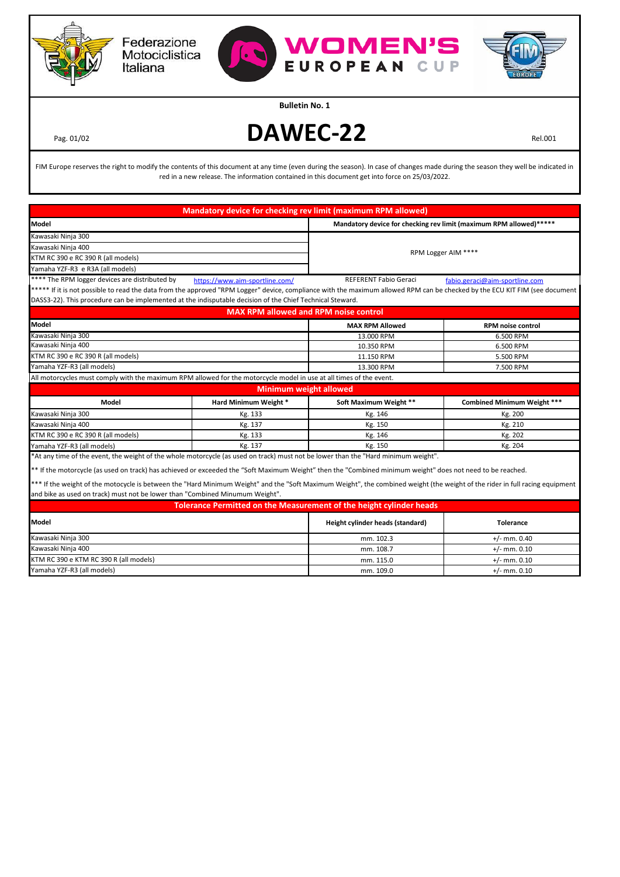Federazione Motociclistica Italiana

WOMEN'S EUROPEAN CUP

**Bulletin No. 1**

# DAWEC-22

Rel.001

FIM Europe reserves the right to modify the contents of this document at any time (even during the season). In case of changes made during the season they well be indicated in red in a new release. The information contained in this document get into force on 25/03/2022.

## Mandatory device for checking rev limit (maximum RPM allowed)

| Model | Mandatory device for checking rev limit (maximum RPM allowed)***** |
|---|---|
| Kawasaki Ninja 300 | RPM Logger AIM **** |
| Kawasaki Ninja 400 | |
| KTM RC 390 e RC 390 R (all models) | |
| Yamaha YZF-R3 e R3A (all models) | |

**** The RPM logger devices are distributed by https://www.aim-sportline.com/ REFERENT Fabio Geraci fabio.geraci@aim-sportline.com

***** If it is not possible to read the data from the approved "RPM Logger" device, compliance with the maximum allowed RPM can be checked by the ECU KIT FIM (see document DASS3-22). This procedure can be implemented at the indisputable decision of the Chief Technical Steward.

## MAX RPM allowed and RPM noise control

| Model | MAX RPM Allowed | RPM noise control |
|---|---|---|
| Kawasaki Ninja 300 | 13.000 RPM | 6.500 RPM |
| Kawasaki Ninja 400 | 10.350 RPM | 6.500 RPM |
| KTM RC 390 e RC 390 R (all models) | 11.150 RPM | 5.500 RPM |
| Yamaha YZF-R3 (all models) | 13.300 RPM | 7.500 RPM |

All motorcycles must comply with the maximum RPM allowed for the motorcycle model in use at all times of the event.

## Minimum weight allowed

| Model | Hard Minimum Weight * | Soft Maximum Weight ** | Combined Minimum Weight *** |
|---|---|---|---|
| Kawasaki Ninja 300 | Kg. 133 | Kg. 146 | Kg. 200 |
| Kawasaki Ninja 400 | Kg. 137 | Kg. 150 | Kg. 210 |
| KTM RC 390 e RC 390 R (all models) | Kg. 133 | Kg. 146 | Kg. 202 |
| Yamaha YZF-R3 (all models) | Kg. 137 | Kg. 150 | Kg. 204 |

*At any time of the event, the weight of the whole motorcycle (as used on track) must not be lower than the "Hard minimum weight".

** If the motorcycle (as used on track) has achieved or exceeded the "Soft Maximum Weight" then the "Combined minimum weight" does not need to be reached.

*** If the weight of the motocycle is between the "Hard Minimum Weight" and the "Soft Maximum Weight", the combined weight (the weight of the rider in full racing equipment and bike as used on track) must not be lower than "Combined Minumum Weight".

## Tolerance Permitted on the Measurement of the height cylinder heads

| Model | Height cylinder heads (standard) | Tolerance |
|---|---|---|
| Kawasaki Ninja 300 | mm. 102.3 | +/- mm. 0.40 |
| Kawasaki Ninja 400 | mm. 108.7 | +/- mm. 0.10 |
| KTM RC 390 e KTM RC 390 R (all models) | mm. 115.0 | +/- mm. 0.10 |
| Yamaha YZF-R3 (all models) | mm. 109.0 | +/- mm. 0.10 |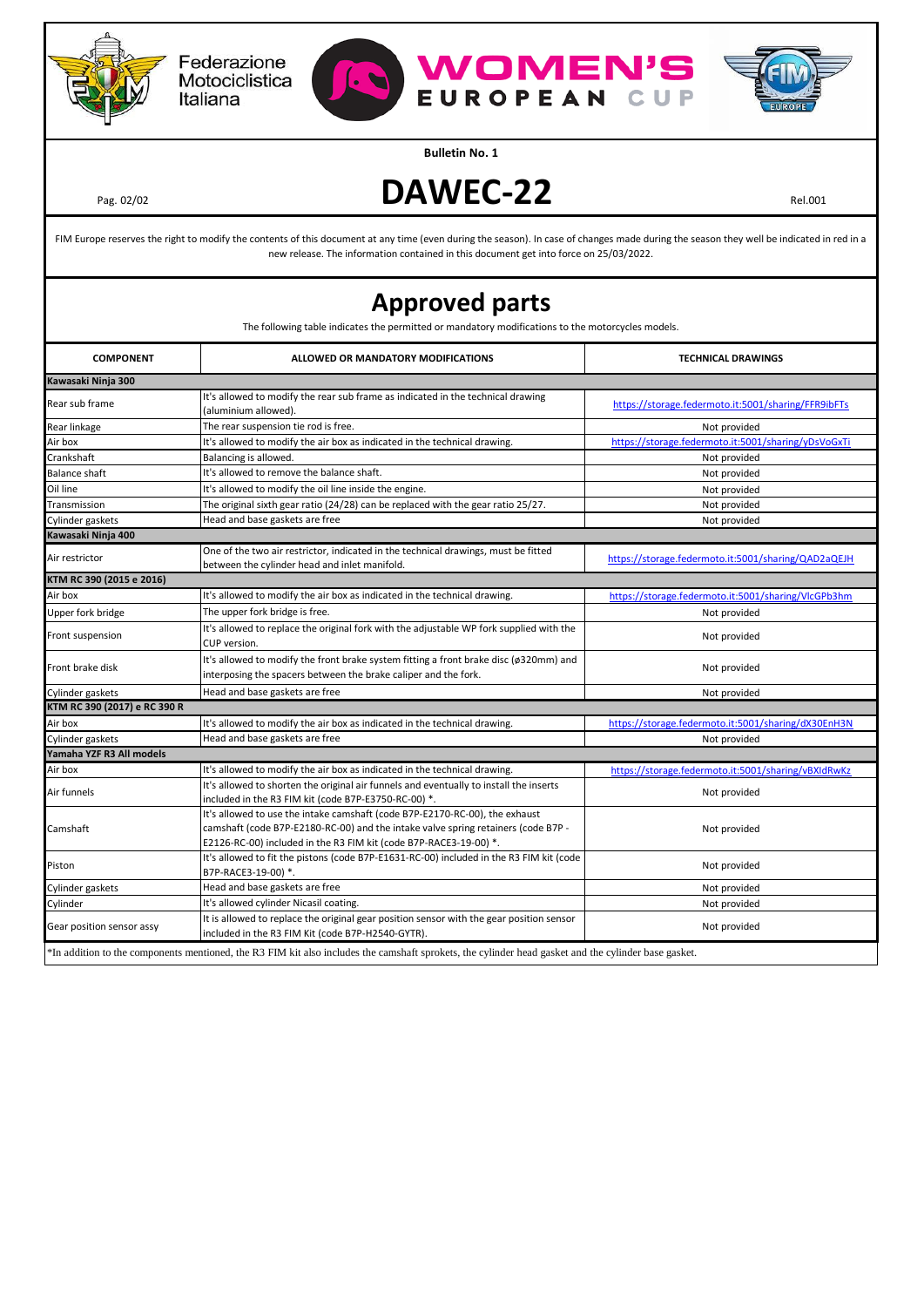Federazione Motociclistica Italiana

WOMEN'S EUROPEAN CUP

**Bulletin No. 1**

# DAWEC-22

Rel.001

FIM Europe reserves the right to modify the contents of this document at any time (even during the season). In case of changes made during the season they well be indicated in red in a new release. The information contained in this document get into force on 25/03/2022.

# Approved parts

The following table indicates the permitted or mandatory modifications to the motorcycles models.

| COMPONENT | ALLOWED OR MANDATORY MODIFICATIONS | TECHNICAL DRAWINGS |
|---|---|---|
| **Kawasaki Ninja 300** | | |
| Rear sub frame | It's allowed to modify the rear sub frame as indicated in the technical drawing (aluminium allowed). | https://storage.federmoto.it:5001/sharing/FFR9ibFTs |
| Rear linkage | The rear suspension tie rod is free. | Not provided |
| Air box | It's allowed to modify the air box as indicated in the technical drawing. | https://storage.federmoto.it:5001/sharing/yDsVoGxTi |
| Crankshaft | Balancing is allowed. | Not provided |
| Balance shaft | It's allowed to remove the balance shaft. | Not provided |
| Oil line | It's allowed to modify the oil line inside the engine. | Not provided |
| Transmission | The original sixth gear ratio (24/28) can be replaced with the gear ratio 25/27. | Not provided |
| Cylinder gaskets | Head and base gaskets are free | Not provided |
| **Kawasaki Ninja 400** | | |
| Air restrictor | One of the two air restrictor, indicated in the technical drawings, must be fitted between the cylinder head and inlet manifold. | https://storage.federmoto.it:5001/sharing/QAD2aQEJH |
| **KTM RC 390 (2015 e 2016)** | | |
| Air box | It's allowed to modify the air box as indicated in the technical drawing. | https://storage.federmoto.it:5001/sharing/VlcGPb3hm |
| Upper fork bridge | The upper fork bridge is free. | Not provided |
| Front suspension | It's allowed to replace the original fork with the adjustable WP fork supplied with the CUP version. | Not provided |
| Front brake disk | It's allowed to modify the front brake system fitting a front brake disc (ø320mm) and interposing the spacers between the brake caliper and the fork. | Not provided |
| Cylinder gaskets | Head and base gaskets are free | Not provided |
| **KTM RC 390 (2017) e RC 390 R** | | |
| Air box | It's allowed to modify the air box as indicated in the technical drawing. | https://storage.federmoto.it:5001/sharing/dX30EnH3N |
| Cylinder gaskets | Head and base gaskets are free | Not provided |
| **Yamaha YZF R3 All models** | | |
| Air box | It's allowed to modify the air box as indicated in the technical drawing. | https://storage.federmoto.it:5001/sharing/vBXldRwKz |
| Air funnels | It's allowed to shorten the original air funnels and eventually to install the inserts included in the R3 FIM kit (code B7P-E3750-RC-00) *. | Not provided |
| Camshaft | It's allowed to use the intake camshaft (code B7P-E2170-RC-00), the exhaust camshaft (code B7P-E2180-RC-00) and the intake valve spring retainers (code B7P - E2126-RC-00) included in the R3 FIM kit (code B7P-RACE3-19-00) *. | Not provided |
| Piston | It's allowed to fit the pistons (code B7P-E1631-RC-00) included in the R3 FIM kit (code B7P-RACE3-19-00) *. | Not provided |
| Cylinder gaskets | Head and base gaskets are free | Not provided |
| Cylinder | It's allowed cylinder Nicasil coating. | Not provided |
| Gear position sensor assy | It is allowed to replace the original gear position sensor with the gear position sensor included in the R3 FIM Kit (code B7P-H2540-GYTR). | Not provided |

*In addition to the components mentioned, the R3 FIM kit also includes the camshaft sprokets, the cylinder head gasket and the cylinder base gasket.